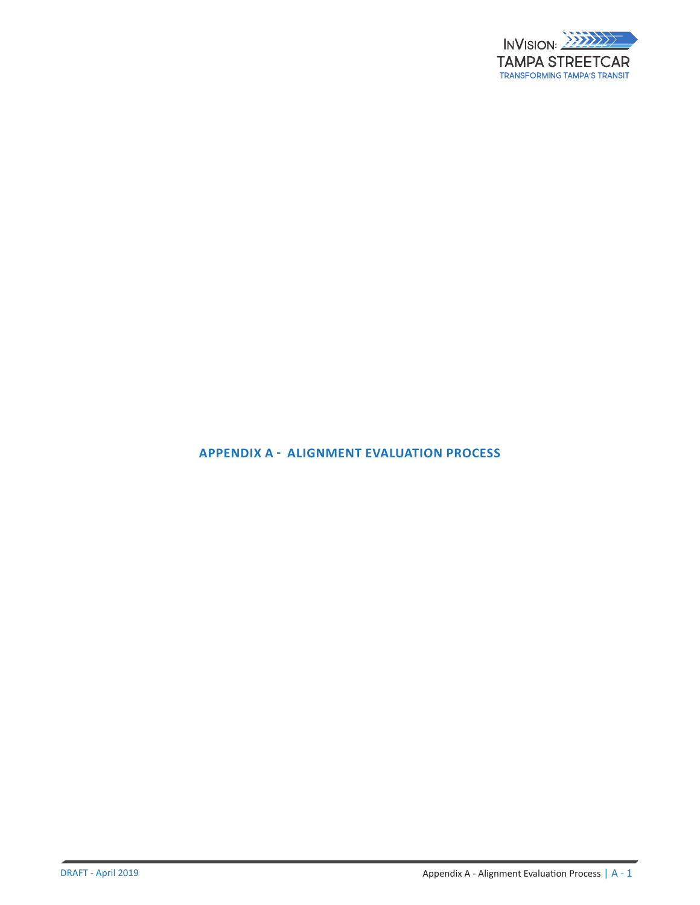# APPENDIX A - ALIGNMENT EVALUATION PROCESS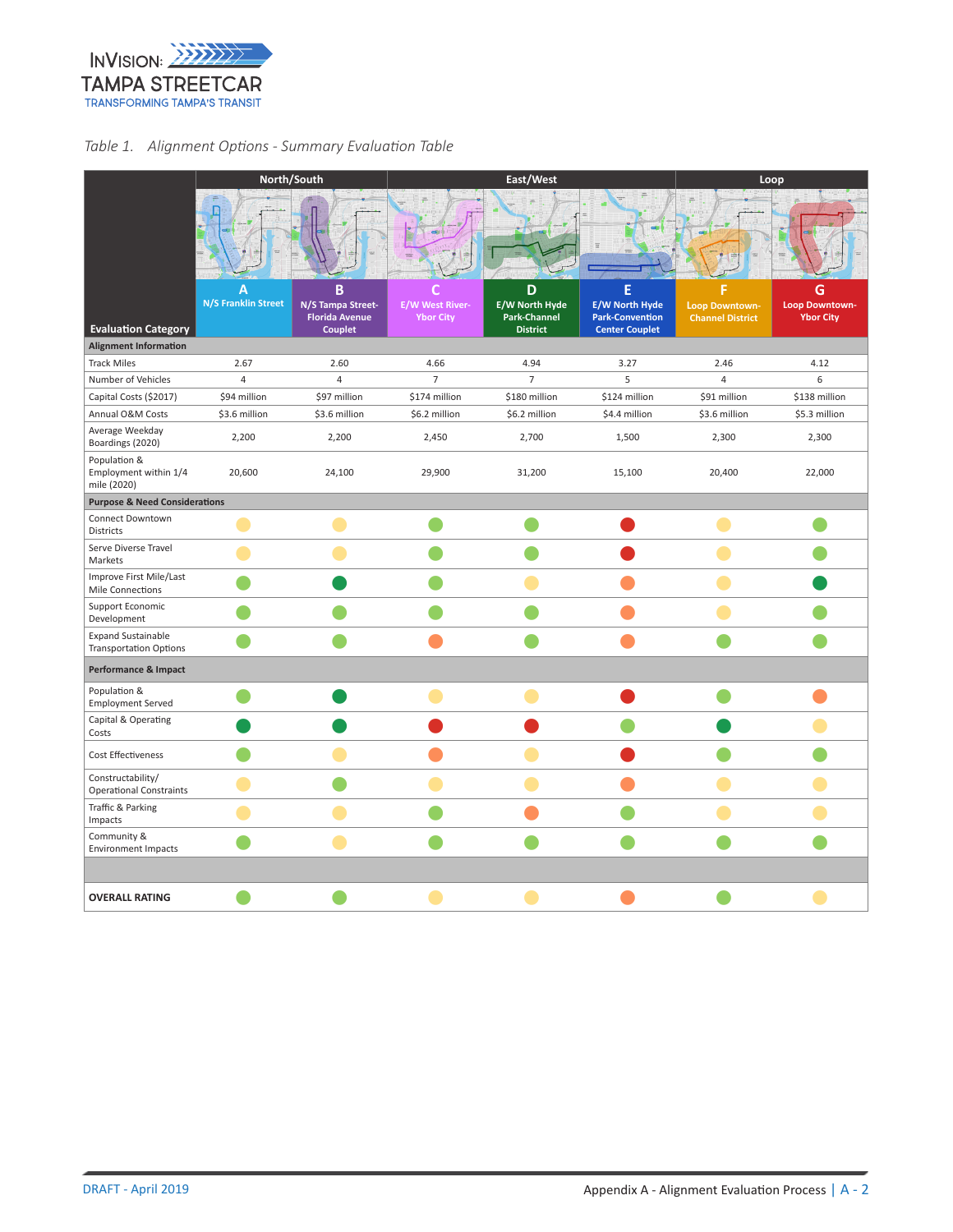*Table 1. Alignment Options - Summary Evaluation Table*

| Evaluation Category | North/South | | East/West | | | Loop | |
|---|---|---|---|---|---|---|---|
| | **A** N/S Franklin Street | **B** N/S Tampa Street-Florida Avenue Couplet | **C** E/W West River-Ybor City | **D** E/W North Hyde Park-Channel District | **E** E/W North Hyde Park-Convention Center Couplet | **F** Loop Downtown-Channel District | **G** Loop Downtown-Ybor City |
| **Alignment Information** | | | | | | | |
| Track Miles | 2.67 | 2.60 | 4.66 | 4.94 | 3.27 | 2.46 | 4.12 |
| Number of Vehicles | 4 | 4 | 7 | 7 | 5 | 4 | 6 |
| Capital Costs ($2017) | $94 million | $97 million | $174 million | $180 million | $124 million | $91 million | $138 million |
| Annual O&M Costs | $3.6 million | $3.6 million | $6.2 million | $6.2 million | $4.4 million | $3.6 million | $5.3 million |
| Average Weekday Boardings (2020) | 2,200 | 2,200 | 2,450 | 2,700 | 1,500 | 2,300 | 2,300 |
| Population & Employment within 1/4 mile (2020) | 20,600 | 24,100 | 29,900 | 31,200 | 15,100 | 20,400 | 22,000 |
| **Purpose & Need Considerations** | | | | | | | |
| Connect Downtown Districts | Yellow | Yellow | Light Green | Light Green | Red | Yellow | Light Green |
| Serve Diverse Travel Markets | Yellow | Yellow | Light Green | Light Green | Red | Yellow | Light Green |
| Improve First Mile/Last Mile Connections | Light Green | Dark Green | Light Green | Yellow | Orange | Yellow | Dark Green |
| Support Economic Development | Light Green | Light Green | Light Green | Light Green | Orange | Yellow | Light Green |
| Expand Sustainable Transportation Options | Light Green | Light Green | Orange | Light Green | Orange | Light Green | Light Green |
| **Performance & Impact** | | | | | | | |
| Population & Employment Served | Light Green | Dark Green | Yellow | Yellow | Red | Light Green | Orange |
| Capital & Operating Costs | Dark Green | Dark Green | Red | Red | Light Green | Dark Green | Yellow |
| Cost Effectiveness | Light Green | Yellow | Orange | Yellow | Red | Light Green | Light Green |
| Constructability/ Operational Constraints | Yellow | Light Green | Yellow | Yellow | Orange | Yellow | Yellow |
| Traffic & Parking Impacts | Yellow | Yellow | Light Green | Orange | Light Green | Yellow | Yellow |
| Community & Environment Impacts | Light Green | Yellow | Light Green | Light Green | Light Green | Light Green | Light Green |
| | | | | | | | |
| **OVERALL RATING** | Light Green | Light Green | Yellow | Yellow | Orange | Light Green | Yellow |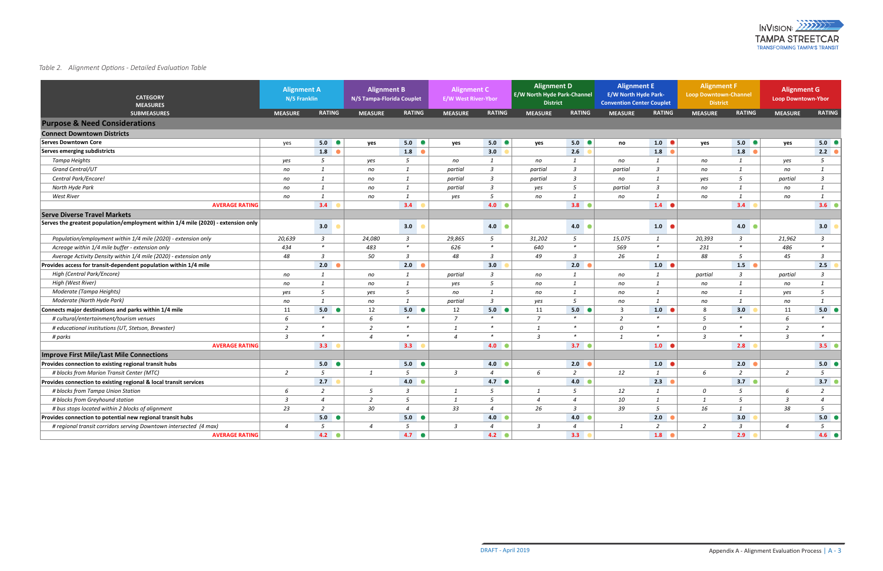Table 2. Alignment Options - Detailed Evaluation Table

| CATEGORY / MEASURES / SUBMEASURES | Alignment A N/S Franklin | | Alignment B N/S Tampa-Florida Couplet | | Alignment C E/W West River-Ybor | | Alignment D E/W North Hyde Park-Channel District | | Alignment E E/W North Hyde Park-Convention Center Couplet | | Alignment F Loop Downtown-Channel District | | Alignment G Loop Downtown-Ybor | |
|---|---|---|---|---|---|---|---|---|---|---|---|---|---|---|
| | MEASURE | RATING | MEASURE | RATING | MEASURE | RATING | MEASURE | RATING | MEASURE | RATING | MEASURE | RATING | MEASURE | RATING |
| **Purpose & Need Considerations** | | | | | | | | | | | | | | |
| **Connect Downtown Districts** | | | | | | | | | | | | | | |
| **Serves Downtown Core** | yes | 5.0 | yes | 5.0 | yes | 5.0 | yes | 5.0 | no | 1.0 | yes | 5.0 | yes | 5.0 |
| **Serves emerging subdistricts** | | 1.8 | | 1.8 | | 3.0 | | 2.6 | | 1.8 | | 1.8 | | 2.2 |
| *Tampa Heights* | yes | 5 | yes | 5 | no | 1 | no | 1 | no | 1 | no | 1 | yes | 5 |
| *Grand Central/UT* | no | 1 | no | 1 | partial | 3 | partial | 3 | partial | 3 | no | 1 | no | 1 |
| *Central Park/Encore!* | no | 1 | no | 1 | partial | 3 | partial | 3 | no | 1 | yes | 5 | partial | 3 |
| *North Hyde Park* | no | 1 | no | 1 | partial | 3 | yes | 5 | partial | 3 | no | 1 | no | 1 |
| *West River* | no | 1 | no | 1 | yes | 5 | no | 1 | no | 1 | no | 1 | no | 1 |
| AVERAGE RATING | | 3.4 | | 3.4 | | 4.0 | | 3.8 | | 1.4 | | 3.4 | | 3.6 |
| **Serve Diverse Travel Markets** | | | | | | | | | | | | | | |
| **Serves the greatest population/employment within 1/4 mile (2020) - extension only** | | 3.0 | | 3.0 | | 4.0 | | 4.0 | | 1.0 | | 4.0 | | 3.0 |
| *Population/employment within 1/4 mile (2020) - extension only* | 20,639 | 3 | 24,080 | 3 | 29,865 | 5 | 31,202 | 5 | 15,075 | 1 | 20,393 | 3 | 21,962 | 3 |
| *Acreage within 1/4 mile buffer - extension only* | 434 | * | 483 | * | 626 | * | 640 | * | 569 | * | 231 | * | 486 | * |
| *Average Activity Density within 1/4 mile (2020) - extension only* | 48 | 3 | 50 | 3 | 48 | 3 | 49 | 3 | 26 | 1 | 88 | 5 | 45 | 3 |
| **Provides access for transit-dependent population within 1/4 mile** | | 2.0 | | 2.0 | | 3.0 | | 2.0 | | 1.0 | | 1.5 | | 2.5 |
| *High (Central Park/Encore)* | no | 1 | no | 1 | partial | 3 | no | 1 | no | 1 | partial | 3 | partial | 3 |
| *High (West River)* | no | 1 | no | 1 | yes | 5 | no | 1 | no | 1 | no | 1 | no | 1 |
| *Moderate (Tampa Heights)* | yes | 5 | yes | 5 | no | 1 | no | 1 | no | 1 | no | 1 | yes | 5 |
| *Moderate (North Hyde Park)* | no | 1 | no | 1 | partial | 3 | yes | 5 | no | 1 | no | 1 | no | 1 |
| **Connects major destinations and parks within 1/4 mile** | 11 | 5.0 | 12 | 5.0 | 12 | 5.0 | 11 | 5.0 | 3 | 1.0 | 8 | 3.0 | 11 | 5.0 |
| *# cultural/entertainment/tourism venues* | 6 | * | 6 | * | 7 | * | 7 | * | 2 | * | 5 | * | 6 | * |
| *# educational institutions (UT, Stetson, Brewster)* | 2 | * | 2 | * | 1 | * | 1 | * | 0 | * | 0 | * | 2 | * |
| *# parks* | 3 | * | 4 | * | 4 | * | 3 | * | 1 | * | 3 | * | 3 | * |
| AVERAGE RATING | | 3.3 | | 3.3 | | 4.0 | | 3.7 | | 1.0 | | 2.8 | | 3.5 |
| **Improve First Mile/Last Mile Connections** | | | | | | | | | | | | | | |
| **Provides connection to existing regional transit hubs** | | 5.0 | | 5.0 | | 4.0 | | 2.0 | | 1.0 | | 2.0 | | 5.0 |
| *# blocks from Marion Transit Center (MTC)* | 2 | 5 | 1 | 5 | 3 | 4 | 6 | 2 | 12 | 1 | 6 | 2 | 2 | 5 |
| **Provides connection to existing regional & local transit services** | | 2.7 | | 4.0 | | 4.7 | | 4.0 | | 2.3 | | 3.7 | | 3.7 |
| *# blocks from Tampa Union Station* | 6 | 2 | 5 | 3 | 1 | 5 | 1 | 5 | 12 | 1 | 0 | 5 | 6 | 2 |
| *# blocks from Greyhound station* | 3 | 4 | 2 | 5 | 1 | 5 | 4 | 4 | 10 | 1 | 1 | 5 | 3 | 4 |
| *# bus stops located within 2 blocks of alignment* | 23 | 2 | 30 | 4 | 33 | 4 | 26 | 3 | 39 | 5 | 16 | 1 | 38 | 5 |
| **Provides connection to potential new regional transit hubs** | | 5.0 | | 5.0 | | 4.0 | | 4.0 | | 2.0 | | 3.0 | | 5.0 |
| *# regional transit corridors serving Downtown intersected (4 max)* | 4 | 5 | 4 | 5 | 3 | 4 | 3 | 4 | 1 | 2 | 2 | 3 | 4 | 5 |
| AVERAGE RATING | | 4.2 | | 4.7 | | 4.2 | | 3.3 | | 1.8 | | 2.9 | | 4.6 |

DRAFT - April 2019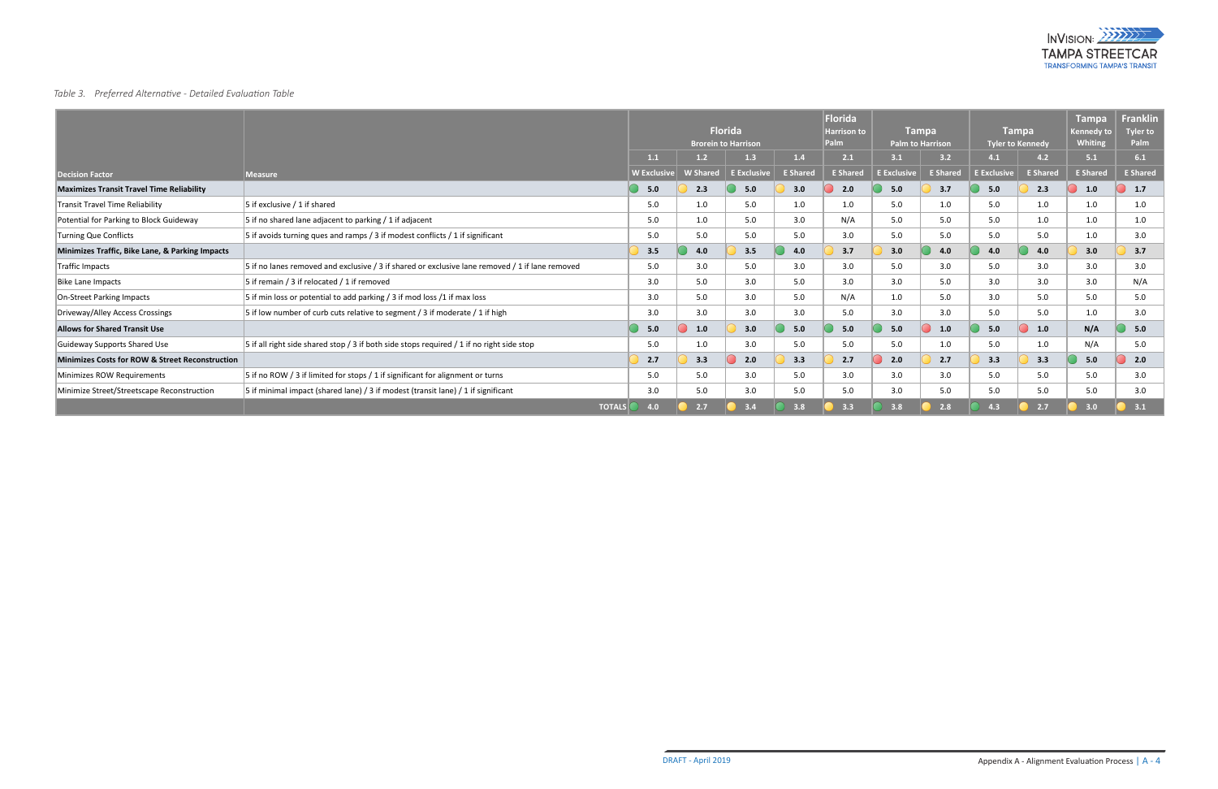*Table 3. Preferred Alternative - Detailed Evaluation Table*

| | | Florida Brorein to Harrison | | | | Florida Harrison to Palm | Tampa Palm to Harrison | | Tampa Tyler to Kennedy | | Tampa Kennedy to Whiting | Franklin Tyler to Palm |
|---|---|---|---|---|---|---|---|---|---|---|---|---|
| | | 1.1 | 1.2 | 1.3 | 1.4 | 2.1 | 3.1 | 3.2 | 4.1 | 4.2 | 5.1 | 6.1 |
| **Decision Factor** | **Measure** | W Exclusive | W Shared | E Exclusive | E Shared | E Shared | E Exclusive | E Shared | E Exclusive | E Shared | E Shared | E Shared |
| **Maximizes Transit Travel Time Reliability** | | **5.0** | **2.3** | **5.0** | **3.0** | **2.0** | **5.0** | **3.7** | **5.0** | **2.3** | **1.0** | **1.7** |
| Transit Travel Time Reliability | 5 if exclusive / 1 if shared | 5.0 | 1.0 | 5.0 | 1.0 | 1.0 | 5.0 | 1.0 | 5.0 | 1.0 | 1.0 | 1.0 |
| Potential for Parking to Block Guideway | 5 if no shared lane adjacent to parking / 1 if adjacent | 5.0 | 1.0 | 5.0 | 3.0 | N/A | 5.0 | 5.0 | 5.0 | 1.0 | 1.0 | 1.0 |
| Turning Que Conflicts | 5 if avoids turning ques and ramps / 3 if modest conflicts / 1 if significant | 5.0 | 5.0 | 5.0 | 5.0 | 3.0 | 5.0 | 5.0 | 5.0 | 5.0 | 1.0 | 3.0 |
| **Minimizes Traffic, Bike Lane, & Parking Impacts** | | **3.5** | **4.0** | **3.5** | **4.0** | **3.7** | **3.0** | **4.0** | **4.0** | **4.0** | **3.0** | **3.7** |
| Traffic Impacts | 5 if no lanes removed and exclusive / 3 if shared or exclusive lane removed / 1 if lane removed | 5.0 | 3.0 | 5.0 | 3.0 | 3.0 | 5.0 | 3.0 | 5.0 | 3.0 | 3.0 | 3.0 |
| Bike Lane Impacts | 5 if remain / 3 if relocated / 1 if removed | 3.0 | 5.0 | 3.0 | 5.0 | 3.0 | 3.0 | 5.0 | 3.0 | 3.0 | 3.0 | N/A |
| On-Street Parking Impacts | 5 if min loss or potential to add parking / 3 if mod loss /1 if max loss | 3.0 | 5.0 | 3.0 | 5.0 | N/A | 1.0 | 5.0 | 3.0 | 5.0 | 5.0 | 5.0 |
| Driveway/Alley Access Crossings | 5 if low number of curb cuts relative to segment / 3 if moderate / 1 if high | 3.0 | 3.0 | 3.0 | 3.0 | 5.0 | 3.0 | 3.0 | 5.0 | 5.0 | 1.0 | 3.0 |
| **Allows for Shared Transit Use** | | **5.0** | **1.0** | **3.0** | **5.0** | **5.0** | **5.0** | **1.0** | **5.0** | **1.0** | **N/A** | **5.0** |
| Guideway Supports Shared Use | 5 if all right side shared stop / 3 if both side stops required / 1 if no right side stop | 5.0 | 1.0 | 3.0 | 5.0 | 5.0 | 5.0 | 1.0 | 5.0 | 1.0 | N/A | 5.0 |
| **Minimizes Costs for ROW & Street Reconstruction** | | **2.7** | **3.3** | **2.0** | **3.3** | **2.7** | **2.0** | **2.7** | **3.3** | **3.3** | **5.0** | **2.0** |
| Minimizes ROW Requirements | 5 if no ROW / 3 if limited for stops / 1 if significant for alignment or turns | 5.0 | 5.0 | 3.0 | 5.0 | 3.0 | 3.0 | 3.0 | 5.0 | 5.0 | 5.0 | 3.0 |
| Minimize Street/Streetscape Reconstruction | 5 if minimal impact (shared lane) / 3 if modest (transit lane) / 1 if significant | 3.0 | 5.0 | 3.0 | 5.0 | 5.0 | 3.0 | 5.0 | 5.0 | 5.0 | 5.0 | 3.0 |
| | **TOTALS** | **4.0** | **2.7** | **3.4** | **3.8** | **3.3** | **3.8** | **2.8** | **4.3** | **2.7** | **3.0** | **3.1** |